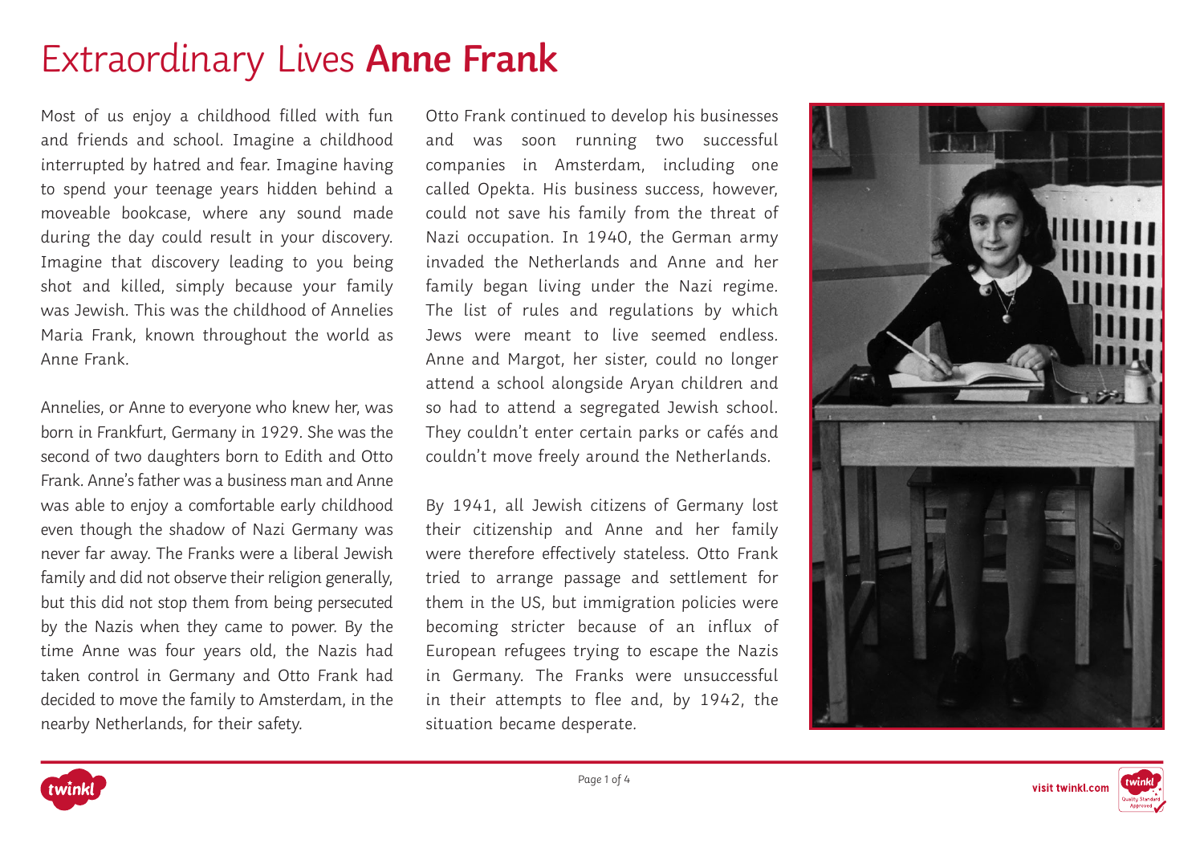# Extraordinary Lives **Anne Frank**

Most of us enjoy a childhood filled with fun and friends and school. Imagine a childhood interrupted by hatred and fear. Imagine having to spend your teenage years hidden behind a moveable bookcase, where any sound made during the day could result in your discovery. Imagine that discovery leading to you being shot and killed, simply because your family was Jewish. This was the childhood of Annelies Maria Frank, known throughout the world as Anne Frank.

Annelies, or Anne to everyone who knew her, was born in Frankfurt, Germany in 1929. She was the second of two daughters born to Edith and Otto Frank. Anne's father was a business man and Anne was able to enjoy a comfortable early childhood even though the shadow of Nazi Germany was never far away. The Franks were a liberal Jewish family and did not observe their religion generally, but this did not stop them from being persecuted by the Nazis when they came to power. By the time Anne was four years old, the Nazis had taken control in Germany and Otto Frank had decided to move the family to Amsterdam, in the nearby Netherlands, for their safety.

Otto Frank continued to develop his businesses and was soon running two successful companies in Amsterdam, including one called Opekta. His business success, however, could not save his family from the threat of Nazi occupation. In 1940, the German army invaded the Netherlands and Anne and her family began living under the Nazi regime. The list of rules and regulations by which Jews were meant to live seemed endless. Anne and Margot, her sister, could no longer attend a school alongside Aryan children and so had to attend a segregated Jewish school. They couldn't enter certain parks or cafés and couldn't move freely around the Netherlands.

By 1941, all Jewish citizens of Germany lost their citizenship and Anne and her family were therefore effectively stateless. Otto Frank tried to arrange passage and settlement for them in the US, but immigration policies were becoming stricter because of an influx of European refugees trying to escape the Nazis in Germany. The Franks were unsuccessful in their attempts to flee and, by 1942, the situation became desperate.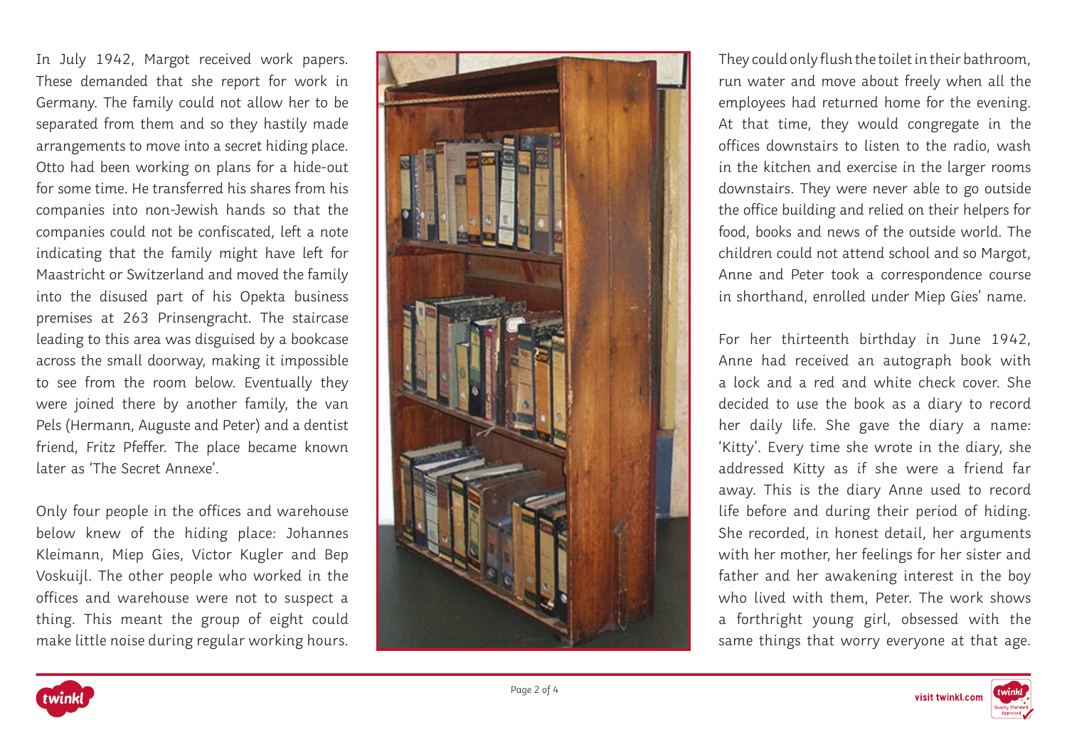In July 1942, Margot received work papers. These demanded that she report for work in Germany. The family could not allow her to be separated from them and so they hastily made arrangements to move into a secret hiding place. Otto had been working on plans for a hide-out for some time. He transferred his shares from his companies into non-Jewish hands so that the companies could not be confiscated, left a note indicating that the family might have left for Maastricht or Switzerland and moved the family into the disused part of his Opekta business premises at 263 Prinsengracht. The staircase leading to this area was disguised by a bookcase across the small doorway, making it impossible to see from the room below. Eventually they were joined there by another family, the van Pels (Hermann, Auguste and Peter) and a dentist friend, Fritz Pfeffer. The place became known later as 'The Secret Annexe'.

Only four people in the offices and warehouse below knew of the hiding place: Johannes Kleimann, Miep Gies, Victor Kugler and Bep Voskuijl. The other people who worked in the offices and warehouse were not to suspect a thing. This meant the group of eight could make little noise during regular working hours. They could only flush the toilet in their bathroom, run water and move about freely when all the employees had returned home for the evening. At that time, they would congregate in the offices downstairs to listen to the radio, wash in the kitchen and exercise in the larger rooms downstairs. They were never able to go outside the office building and relied on their helpers for food, books and news of the outside world. The children could not attend school and so Margot, Anne and Peter took a correspondence course in shorthand, enrolled under Miep Gies' name.

For her thirteenth birthday in June 1942, Anne had received an autograph book with a lock and a red and white check cover. She decided to use the book as a diary to record her daily life. She gave the diary a name: 'Kitty'. Every time she wrote in the diary, she addressed Kitty as if she were a friend far away. This is the diary Anne used to record life before and during their period of hiding. She recorded, in honest detail, her arguments with her mother, her feelings for her sister and father and her awakening interest in the boy who lived with them, Peter. The work shows a forthright young girl, obsessed with the same things that worry everyone at that age.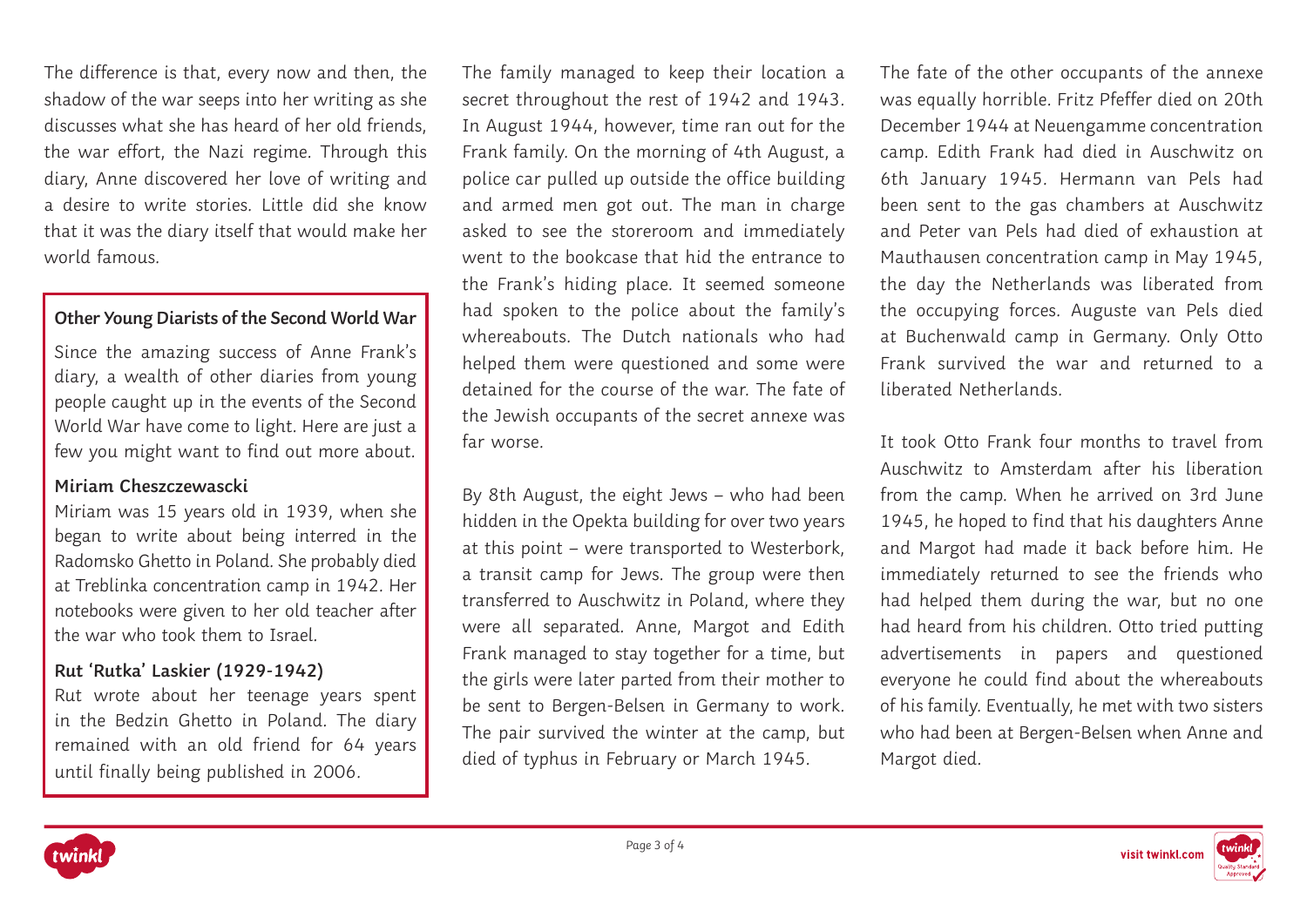The difference is that, every now and then, the shadow of the war seeps into her writing as she discusses what she has heard of her old friends, the war effort, the Nazi regime. Through this diary, Anne discovered her love of writing and a desire to write stories. Little did she know that it was the diary itself that would make her world famous.

### Other Young Diarists of the Second World War

Since the amazing success of Anne Frank's diary, a wealth of other diaries from young people caught up in the events of the Second World War have come to light. Here are just a few you might want to find out more about.

**Miriam Cheszczewascki**

Miriam was 15 years old in 1939, when she began to write about being interred in the Radomsko Ghetto in Poland. She probably died at Treblinka concentration camp in 1942. Her notebooks were given to her old teacher after the war who took them to Israel.

**Rut 'Rutka' Laskier (1929-1942)**

Rut wrote about her teenage years spent in the Bedzin Ghetto in Poland. The diary remained with an old friend for 64 years until finally being published in 2006.

The family managed to keep their location a secret throughout the rest of 1942 and 1943. In August 1944, however, time ran out for the Frank family. On the morning of 4th August, a police car pulled up outside the office building and armed men got out. The man in charge asked to see the storeroom and immediately went to the bookcase that hid the entrance to the Frank's hiding place. It seemed someone had spoken to the police about the family's whereabouts. The Dutch nationals who had helped them were questioned and some were detained for the course of the war. The fate of the Jewish occupants of the secret annexe was far worse.

By 8th August, the eight Jews – who had been hidden in the Opekta building for over two years at this point – were transported to Westerbork, a transit camp for Jews. The group were then transferred to Auschwitz in Poland, where they were all separated. Anne, Margot and Edith Frank managed to stay together for a time, but the girls were later parted from their mother to be sent to Bergen-Belsen in Germany to work. The pair survived the winter at the camp, but died of typhus in February or March 1945.

The fate of the other occupants of the annexe was equally horrible. Fritz Pfeffer died on 20th December 1944 at Neuengamme concentration camp. Edith Frank had died in Auschwitz on 6th January 1945. Hermann van Pels had been sent to the gas chambers at Auschwitz and Peter van Pels had died of exhaustion at Mauthausen concentration camp in May 1945, the day the Netherlands was liberated from the occupying forces. Auguste van Pels died at Buchenwald camp in Germany. Only Otto Frank survived the war and returned to a liberated Netherlands.

It took Otto Frank four months to travel from Auschwitz to Amsterdam after his liberation from the camp. When he arrived on 3rd June 1945, he hoped to find that his daughters Anne and Margot had made it back before him. He immediately returned to see the friends who had helped them during the war, but no one had heard from his children. Otto tried putting advertisements in papers and questioned everyone he could find about the whereabouts of his family. Eventually, he met with two sisters who had been at Bergen-Belsen when Anne and Margot died.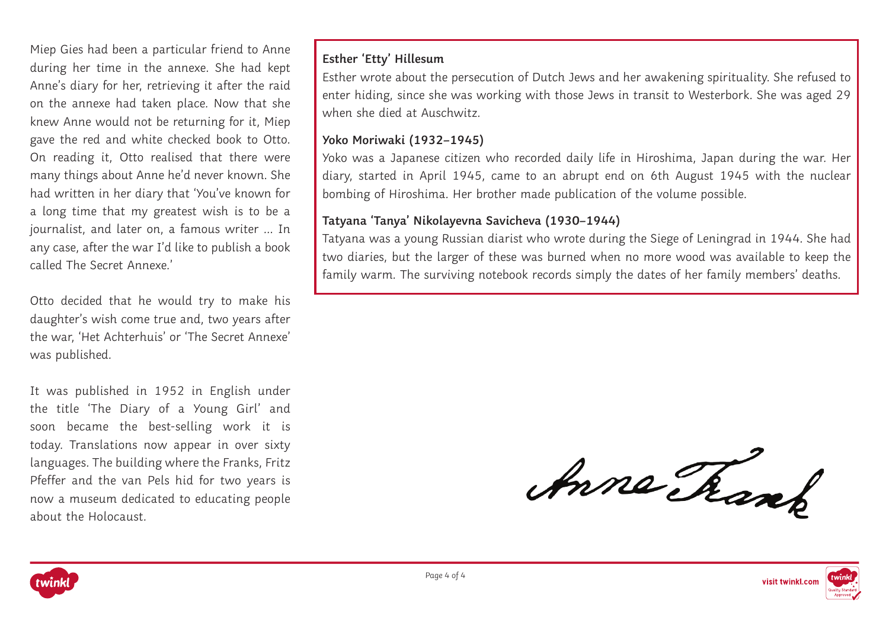Miep Gies had been a particular friend to Anne during her time in the annexe. She had kept Anne's diary for her, retrieving it after the raid on the annexe had taken place. Now that she knew Anne would not be returning for it, Miep gave the red and white checked book to Otto. On reading it, Otto realised that there were many things about Anne he'd never known. She had written in her diary that 'You've known for a long time that my greatest wish is to be a journalist, and later on, a famous writer … In any case, after the war I'd like to publish a book called The Secret Annexe.'

Otto decided that he would try to make his daughter's wish come true and, two years after the war, 'Het Achterhuis' or 'The Secret Annexe' was published.

It was published in 1952 in English under the title 'The Diary of a Young Girl' and soon became the best-selling work it is today. Translations now appear in over sixty languages. The building where the Franks, Fritz Pfeffer and the van Pels hid for two years is now a museum dedicated to educating people about the Holocaust.

**Esther 'Etty' Hillesum**

Esther wrote about the persecution of Dutch Jews and her awakening spirituality. She refused to enter hiding, since she was working with those Jews in transit to Westerbork. She was aged 29 when she died at Auschwitz.

**Yoko Moriwaki (1932–1945)**

Yoko was a Japanese citizen who recorded daily life in Hiroshima, Japan during the war. Her diary, started in April 1945, came to an abrupt end on 6th August 1945 with the nuclear bombing of Hiroshima. Her brother made publication of the volume possible.

**Tatyana 'Tanya' Nikolayevna Savicheva (1930–1944)**

Tatyana was a young Russian diarist who wrote during the Siege of Leningrad in 1944. She had two diaries, but the larger of these was burned when no more wood was available to keep the family warm. The surviving notebook records simply the dates of her family members' deaths.

Anne Frank